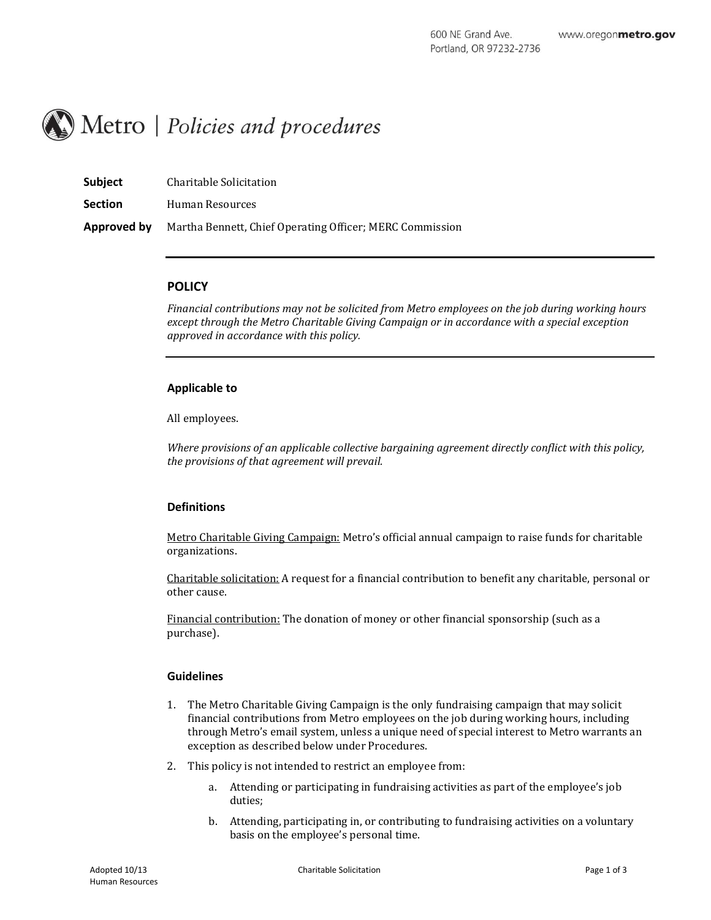600 NE Grand Ave.
Portland, OR 97232-2736

www.oregonmetro.gov

# Metro | *Policies and procedures*

**Subject** Charitable Solicitation

**Section** Human Resources

**Approved by** Martha Bennett, Chief Operating Officer; MERC Commission

---

## POLICY

*Financial contributions may not be solicited from Metro employees on the job during working hours except through the Metro Charitable Giving Campaign or in accordance with a special exception approved in accordance with this policy.*

---

### Applicable to

All employees.

*Where provisions of an applicable collective bargaining agreement directly conflict with this policy, the provisions of that agreement will prevail.*

### Definitions

<u>Metro Charitable Giving Campaign:</u> Metro's official annual campaign to raise funds for charitable organizations.

<u>Charitable solicitation:</u> A request for a financial contribution to benefit any charitable, personal or other cause.

<u>Financial contribution:</u> The donation of money or other financial sponsorship (such as a purchase).

### Guidelines

1. The Metro Charitable Giving Campaign is the only fundraising campaign that may solicit financial contributions from Metro employees on the job during working hours, including through Metro's email system, unless a unique need of special interest to Metro warrants an exception as described below under Procedures.
2. This policy is not intended to restrict an employee from:
   a. Attending or participating in fundraising activities as part of the employee's job duties;
   b. Attending, participating in, or contributing to fundraising activities on a voluntary basis on the employee's personal time.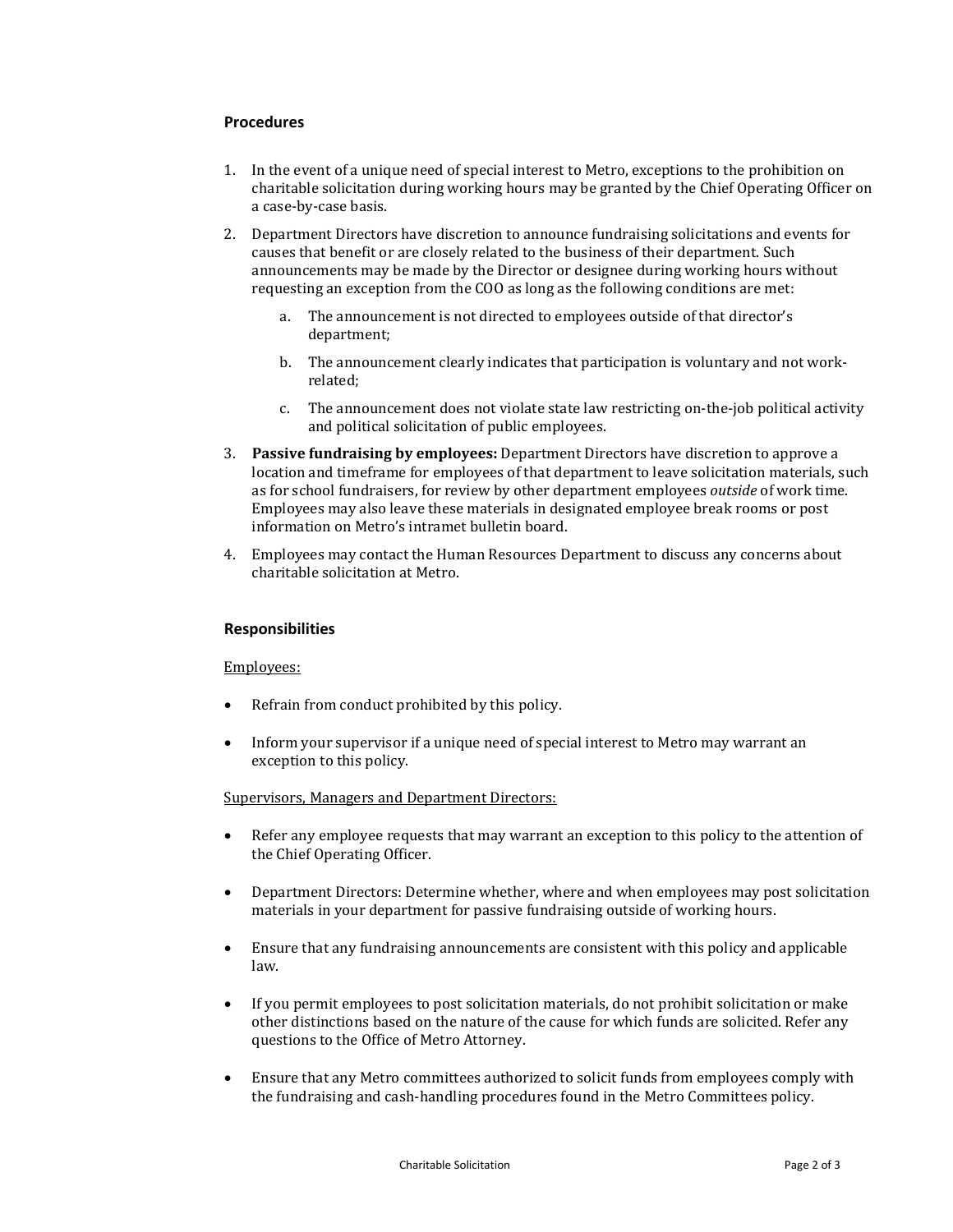## Procedures

1. In the event of a unique need of special interest to Metro, exceptions to the prohibition on charitable solicitation during working hours may be granted by the Chief Operating Officer on a case-by-case basis.
2. Department Directors have discretion to announce fundraising solicitations and events for causes that benefit or are closely related to the business of their department. Such announcements may be made by the Director or designee during working hours without requesting an exception from the COO as long as the following conditions are met:
   a. The announcement is not directed to employees outside of that director's department;
   b. The announcement clearly indicates that participation is voluntary and not work-related;
   c. The announcement does not violate state law restricting on-the-job political activity and political solicitation of public employees.
3. **Passive fundraising by employees:** Department Directors have discretion to approve a location and timeframe for employees of that department to leave solicitation materials, such as for school fundraisers, for review by other department employees *outside* of work time. Employees may also leave these materials in designated employee break rooms or post information on Metro's intramet bulletin board.
4. Employees may contact the Human Resources Department to discuss any concerns about charitable solicitation at Metro.

## Responsibilities

Employees:

- Refrain from conduct prohibited by this policy.
- Inform your supervisor if a unique need of special interest to Metro may warrant an exception to this policy.

Supervisors, Managers and Department Directors:

- Refer any employee requests that may warrant an exception to this policy to the attention of the Chief Operating Officer.
- Department Directors: Determine whether, where and when employees may post solicitation materials in your department for passive fundraising outside of working hours.
- Ensure that any fundraising announcements are consistent with this policy and applicable law.
- If you permit employees to post solicitation materials, do not prohibit solicitation or make other distinctions based on the nature of the cause for which funds are solicited. Refer any questions to the Office of Metro Attorney.
- Ensure that any Metro committees authorized to solicit funds from employees comply with the fundraising and cash-handling procedures found in the Metro Committees policy.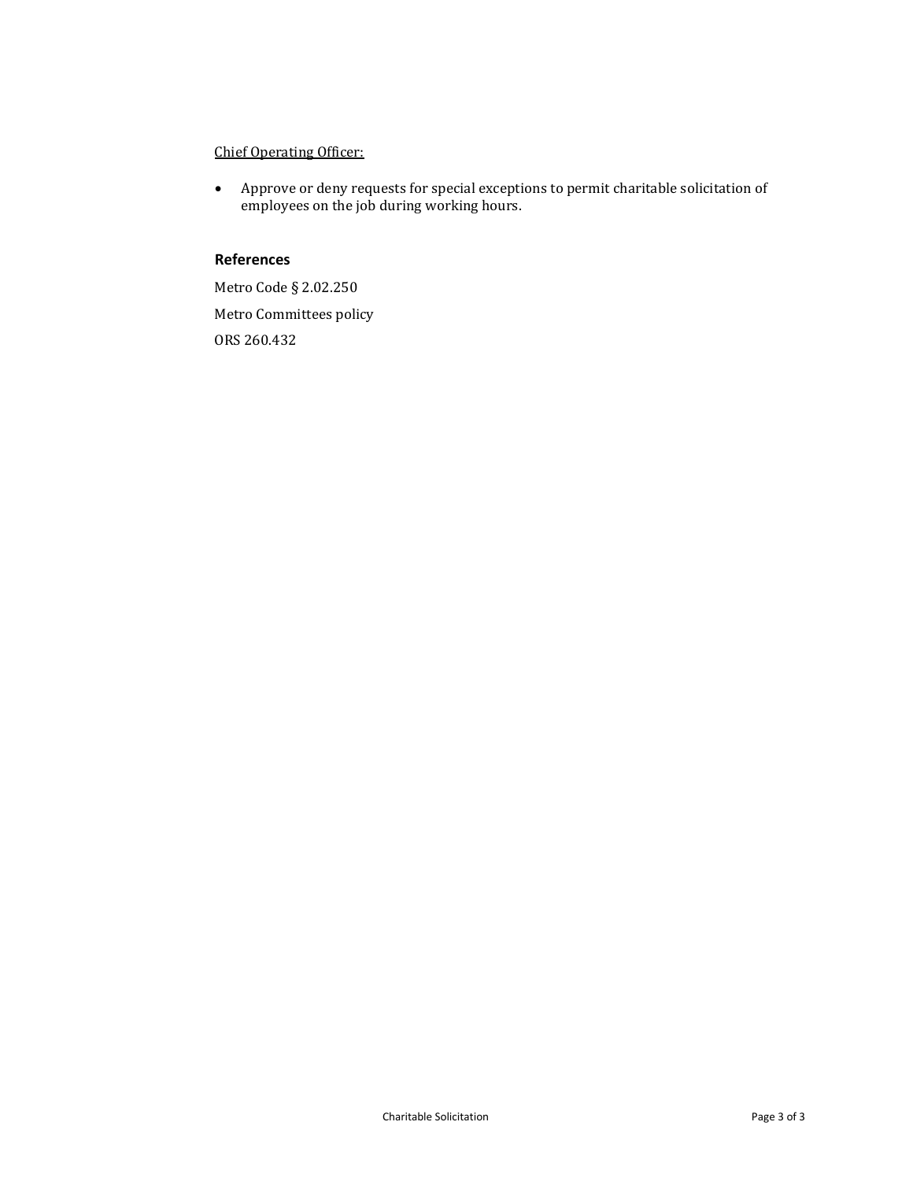Chief Operating Officer:

- Approve or deny requests for special exceptions to permit charitable solicitation of employees on the job during working hours.

### References

Metro Code § 2.02.250

Metro Committees policy

ORS 260.432